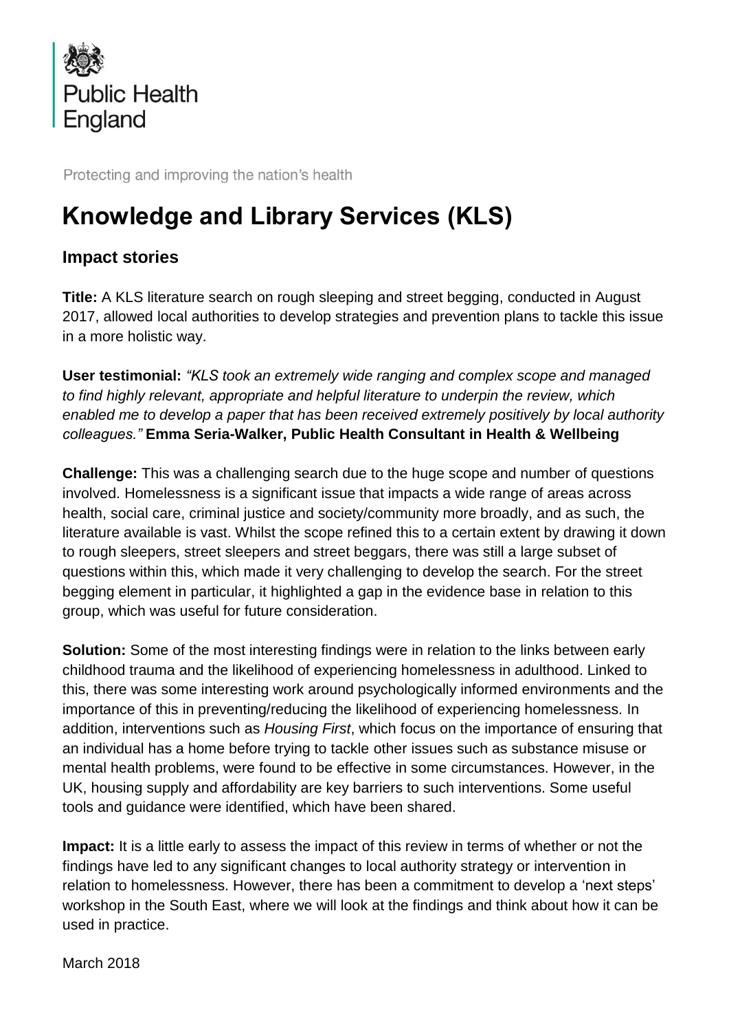Public Health England

Protecting and improving the nation's health

# Knowledge and Library Services (KLS)

## Impact stories

**Title:** A KLS literature search on rough sleeping and street begging, conducted in August 2017, allowed local authorities to develop strategies and prevention plans to tackle this issue in a more holistic way.

**User testimonial:** *"KLS took an extremely wide ranging and complex scope and managed to find highly relevant, appropriate and helpful literature to underpin the review, which enabled me to develop a paper that has been received extremely positively by local authority colleagues."* **Emma Seria-Walker, Public Health Consultant in Health & Wellbeing**

**Challenge:** This was a challenging search due to the huge scope and number of questions involved. Homelessness is a significant issue that impacts a wide range of areas across health, social care, criminal justice and society/community more broadly, and as such, the literature available is vast. Whilst the scope refined this to a certain extent by drawing it down to rough sleepers, street sleepers and street beggars, there was still a large subset of questions within this, which made it very challenging to develop the search. For the street begging element in particular, it highlighted a gap in the evidence base in relation to this group, which was useful for future consideration.

**Solution:** Some of the most interesting findings were in relation to the links between early childhood trauma and the likelihood of experiencing homelessness in adulthood. Linked to this, there was some interesting work around psychologically informed environments and the importance of this in preventing/reducing the likelihood of experiencing homelessness. In addition, interventions such as *Housing First*, which focus on the importance of ensuring that an individual has a home before trying to tackle other issues such as substance misuse or mental health problems, were found to be effective in some circumstances. However, in the UK, housing supply and affordability are key barriers to such interventions. Some useful tools and guidance were identified, which have been shared.

**Impact:** It is a little early to assess the impact of this review in terms of whether or not the findings have led to any significant changes to local authority strategy or intervention in relation to homelessness. However, there has been a commitment to develop a 'next steps' workshop in the South East, where we will look at the findings and think about how it can be used in practice.

March 2018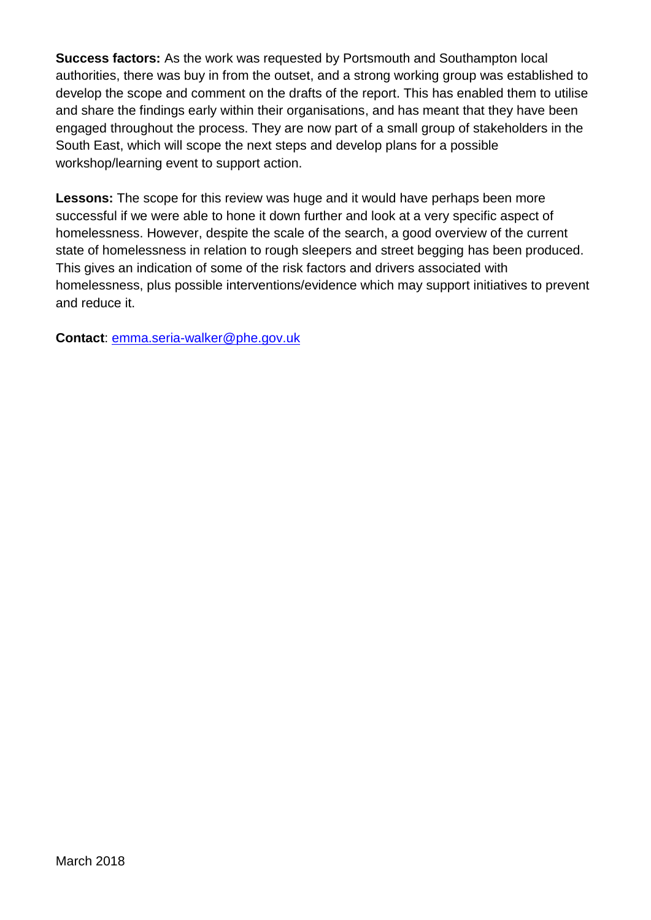**Success factors:** As the work was requested by Portsmouth and Southampton local authorities, there was buy in from the outset, and a strong working group was established to develop the scope and comment on the drafts of the report. This has enabled them to utilise and share the findings early within their organisations, and has meant that they have been engaged throughout the process. They are now part of a small group of stakeholders in the South East, which will scope the next steps and develop plans for a possible workshop/learning event to support action.

**Lessons:** The scope for this review was huge and it would have perhaps been more successful if we were able to hone it down further and look at a very specific aspect of homelessness. However, despite the scale of the search, a good overview of the current state of homelessness in relation to rough sleepers and street begging has been produced. This gives an indication of some of the risk factors and drivers associated with homelessness, plus possible interventions/evidence which may support initiatives to prevent and reduce it.

**Contact**: emma.seria-walker@phe.gov.uk

March 2018